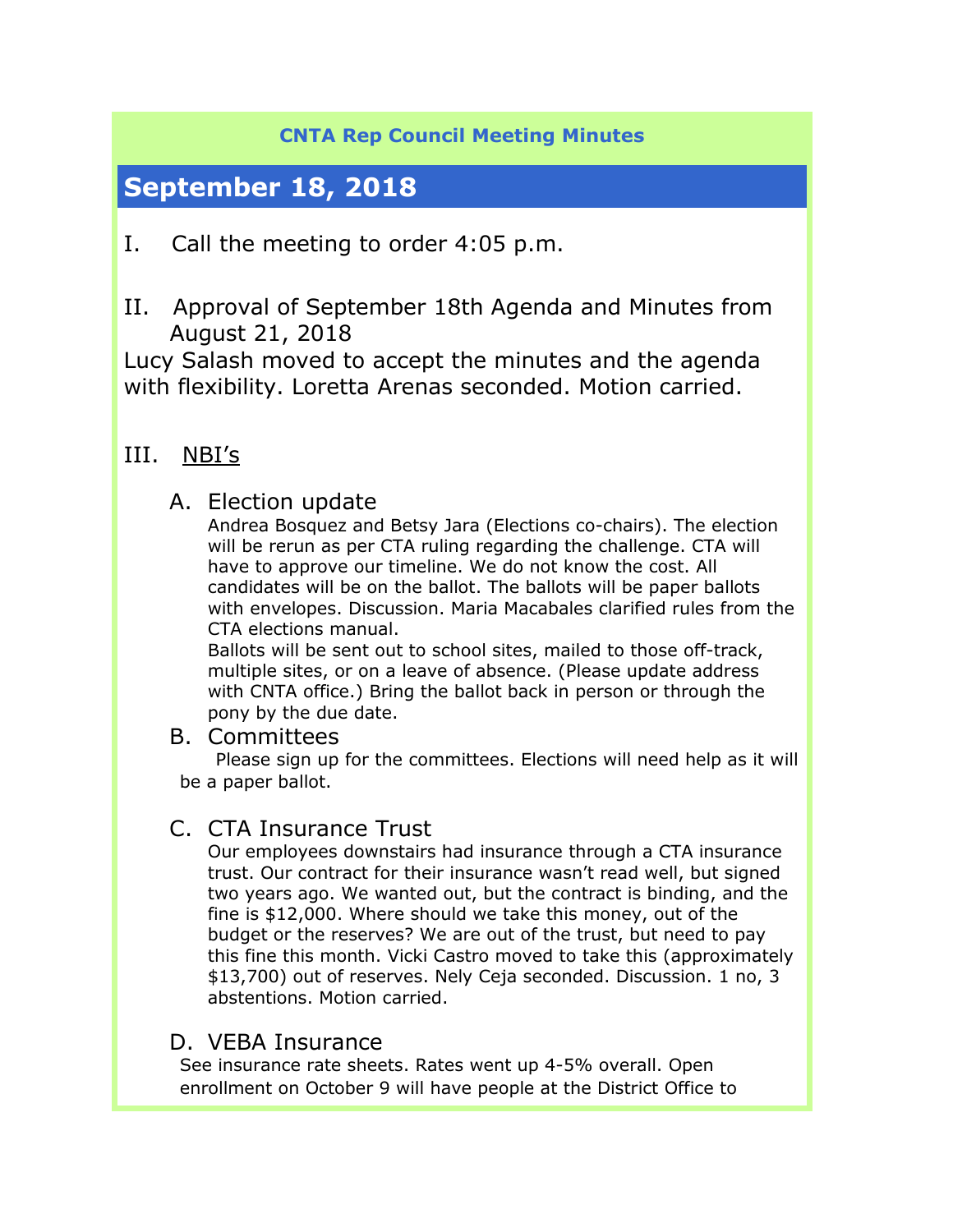### CNTA Rep Council Meeting Minutes

# September 18, 2018

I. Call the meeting to order 4:05 p.m.

II. Approval of September 18th Agenda and Minutes from August 21, 2018

Lucy Salash moved to accept the minutes and the agenda with flexibility. Loretta Arenas seconded. Motion carried.

III. NBI's

A. Election update

Andrea Bosquez and Betsy Jara (Elections co-chairs). The election will be rerun as per CTA ruling regarding the challenge. CTA will have to approve our timeline. We do not know the cost. All candidates will be on the ballot. The ballots will be paper ballots with envelopes. Discussion. Maria Macabales clarified rules from the CTA elections manual.

Ballots will be sent out to school sites, mailed to those off-track, multiple sites, or on a leave of absence. (Please update address with CNTA office.) Bring the ballot back in person or through the pony by the due date.

B. Committees

Please sign up for the committees. Elections will need help as it will be a paper ballot.

C. CTA Insurance Trust

Our employees downstairs had insurance through a CTA insurance trust. Our contract for their insurance wasn't read well, but signed two years ago. We wanted out, but the contract is binding, and the fine is $12,000. Where should we take this money, out of the budget or the reserves? We are out of the trust, but need to pay this fine this month. Vicki Castro moved to take this (approximately $13,700) out of reserves. Nely Ceja seconded. Discussion. 1 no, 3 abstentions. Motion carried.

D. VEBA Insurance

See insurance rate sheets. Rates went up 4-5% overall. Open enrollment on October 9 will have people at the District Office to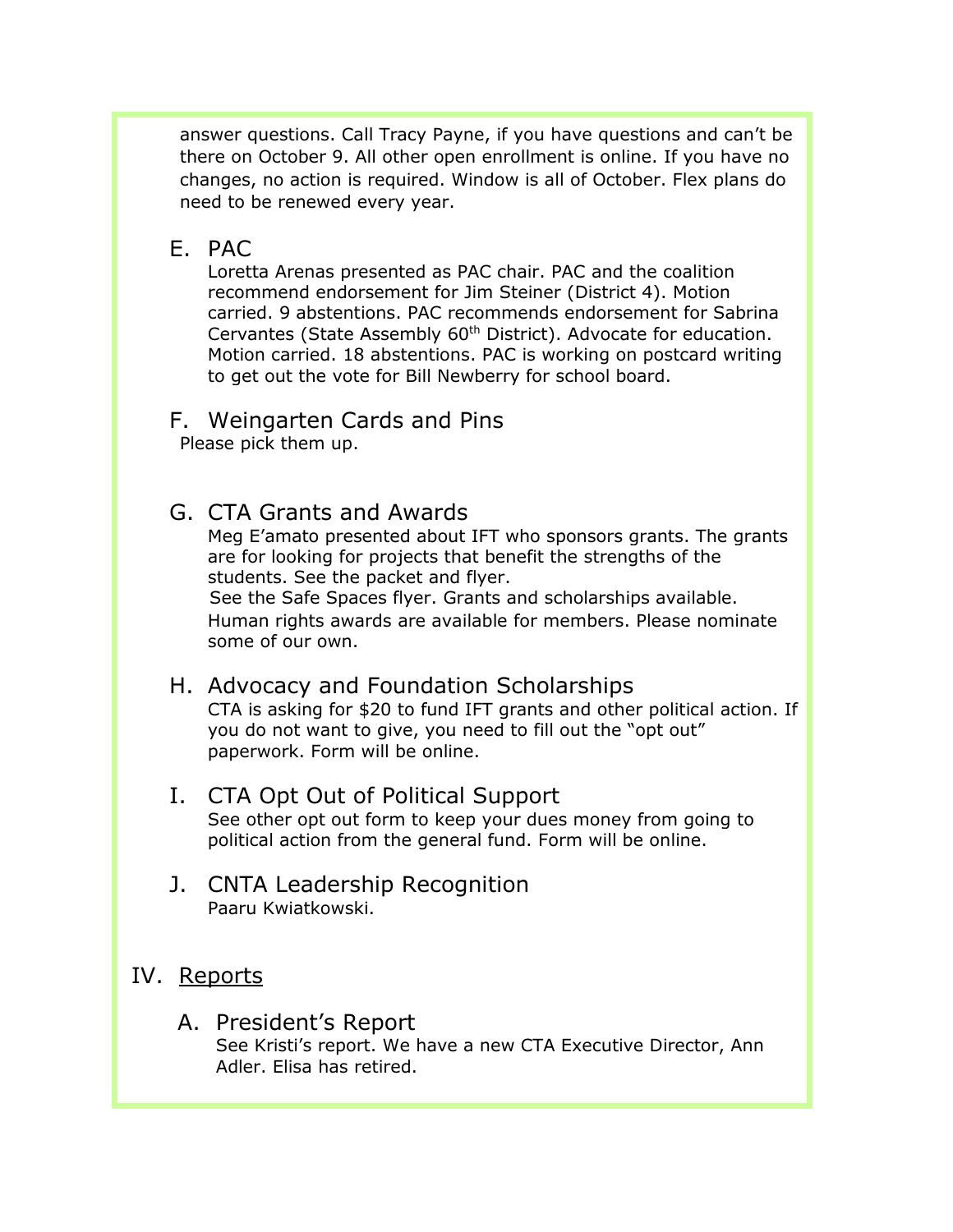answer questions. Call Tracy Payne, if you have questions and can't be there on October 9. All other open enrollment is online. If you have no changes, no action is required. Window is all of October. Flex plans do need to be renewed every year.

### E. PAC

Loretta Arenas presented as PAC chair. PAC and the coalition recommend endorsement for Jim Steiner (District 4). Motion carried. 9 abstentions. PAC recommends endorsement for Sabrina Cervantes (State Assembly 60th District). Advocate for education. Motion carried. 18 abstentions. PAC is working on postcard writing to get out the vote for Bill Newberry for school board.

### F. Weingarten Cards and Pins

Please pick them up.

### G. CTA Grants and Awards

Meg E'amato presented about IFT who sponsors grants. The grants are for looking for projects that benefit the strengths of the students. See the packet and flyer.

See the Safe Spaces flyer. Grants and scholarships available.

Human rights awards are available for members. Please nominate some of our own.

### H. Advocacy and Foundation Scholarships

CTA is asking for $20 to fund IFT grants and other political action. If you do not want to give, you need to fill out the "opt out" paperwork. Form will be online.

### I. CTA Opt Out of Political Support

See other opt out form to keep your dues money from going to political action from the general fund. Form will be online.

### J. CNTA Leadership Recognition

Paaru Kwiatkowski.

## IV. Reports

### A. President's Report

See Kristi's report. We have a new CTA Executive Director, Ann Adler. Elisa has retired.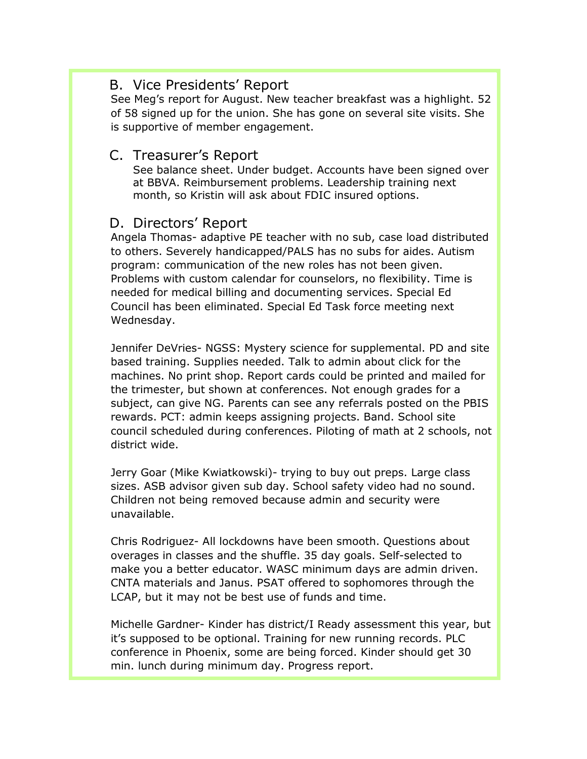## B. Vice Presidents' Report

See Meg's report for August. New teacher breakfast was a highlight. 52 of 58 signed up for the union. She has gone on several site visits. She is supportive of member engagement.

## C. Treasurer's Report

See balance sheet. Under budget. Accounts have been signed over at BBVA. Reimbursement problems. Leadership training next month, so Kristin will ask about FDIC insured options.

## D. Directors' Report

Angela Thomas- adaptive PE teacher with no sub, case load distributed to others. Severely handicapped/PALS has no subs for aides. Autism program: communication of the new roles has not been given. Problems with custom calendar for counselors, no flexibility. Time is needed for medical billing and documenting services. Special Ed Council has been eliminated. Special Ed Task force meeting next Wednesday.

Jennifer DeVries- NGSS: Mystery science for supplemental. PD and site based training. Supplies needed. Talk to admin about click for the machines. No print shop. Report cards could be printed and mailed for the trimester, but shown at conferences. Not enough grades for a subject, can give NG. Parents can see any referrals posted on the PBIS rewards. PCT: admin keeps assigning projects. Band. School site council scheduled during conferences. Piloting of math at 2 schools, not district wide.

Jerry Goar (Mike Kwiatkowski)- trying to buy out preps. Large class sizes. ASB advisor given sub day. School safety video had no sound. Children not being removed because admin and security were unavailable.

Chris Rodriguez- All lockdowns have been smooth. Questions about overages in classes and the shuffle. 35 day goals. Self-selected to make you a better educator. WASC minimum days are admin driven. CNTA materials and Janus. PSAT offered to sophomores through the LCAP, but it may not be best use of funds and time.

Michelle Gardner- Kinder has district/I Ready assessment this year, but it's supposed to be optional. Training for new running records. PLC conference in Phoenix, some are being forced. Kinder should get 30 min. lunch during minimum day. Progress report.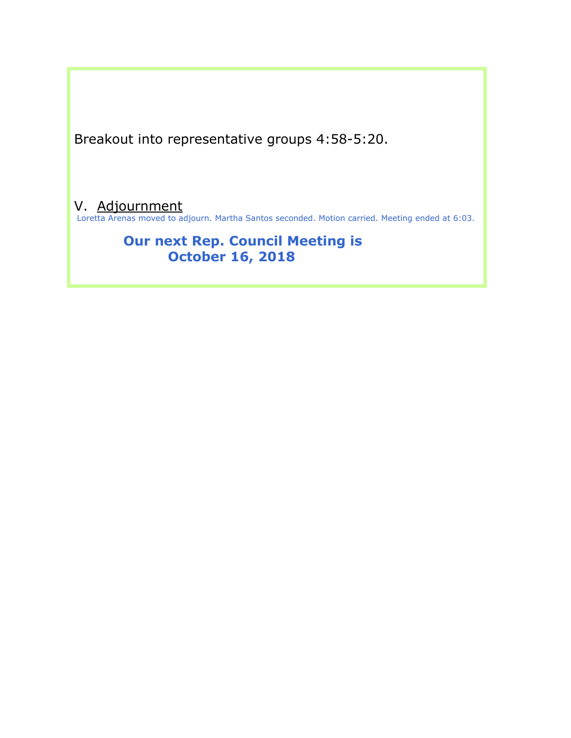Breakout into representative groups 4:58-5:20.

V. <u>Adjournment</u>

Loretta Arenas moved to adjourn. Martha Santos seconded. Motion carried. Meeting ended at 6:03.

**Our next Rep. Council Meeting is October 16, 2018**